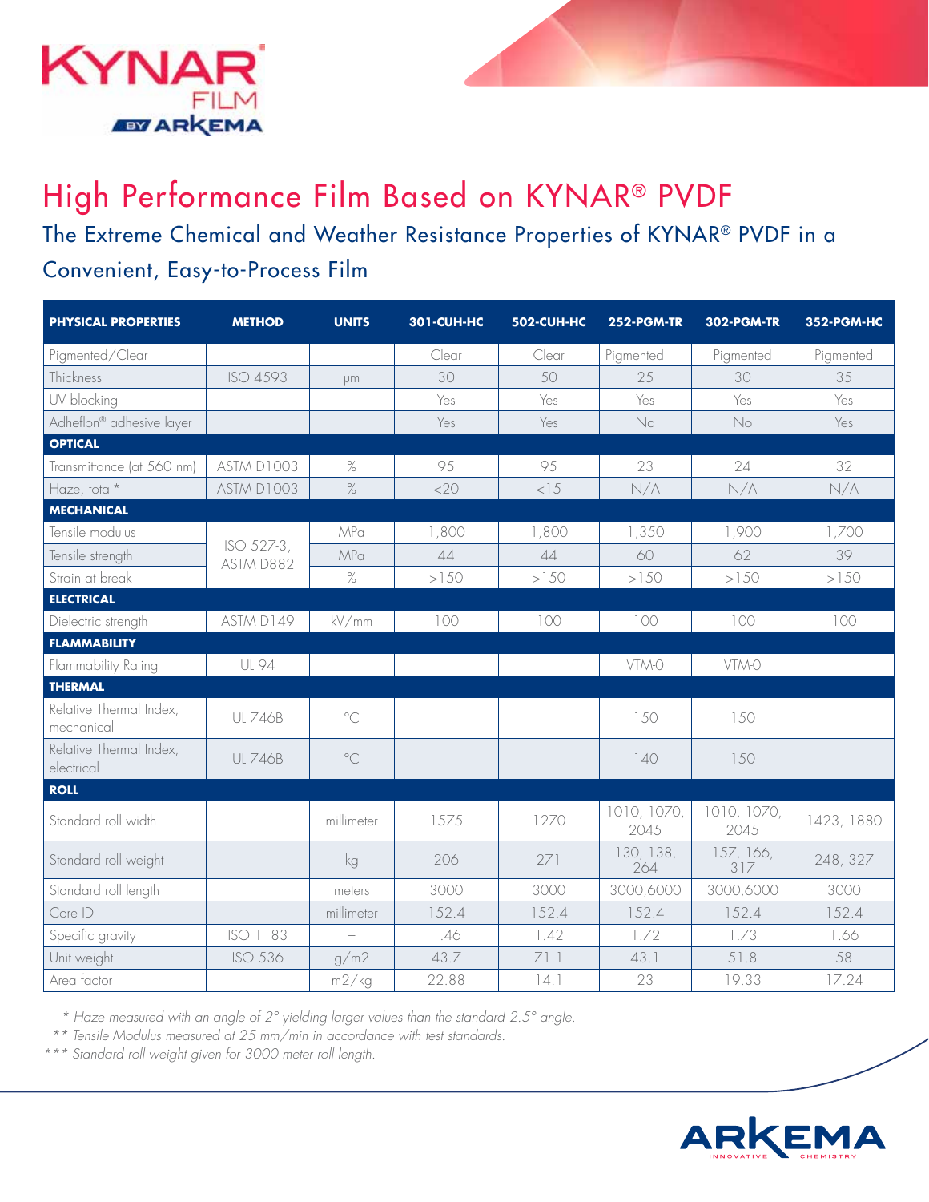# High Performance Film Based on KYNAR® PVDF

## The Extreme Chemical and Weather Resistance Properties of KYNAR® PVDF in a Convenient, Easy-to-Process Film

| PHYSICAL PROPERTIES | METHOD | UNITS | 301-CUH-HC | 502-CUH-HC | 252-PGM-TR | 302-PGM-TR | 352-PGM-HC |
|---|---|---|---|---|---|---|---|
| Pigmented/Clear | | | Clear | Clear | Pigmented | Pigmented | Pigmented |
| Thickness | ISO 4593 | μm | 30 | 50 | 25 | 30 | 35 |
| UV blocking | | | Yes | Yes | Yes | Yes | Yes |
| Adheflon® adhesive layer | | | Yes | Yes | No | No | Yes |
| **OPTICAL** | | | | | | | |
| Transmittance (at 560 nm) | ASTM D1003 | % | 95 | 95 | 23 | 24 | 32 |
| Haze, total* | ASTM D1003 | % | <20 | <15 | N/A | N/A | N/A |
| **MECHANICAL** | | | | | | | |
| Tensile modulus | ISO 527-3, ASTM D882 | MPa | 1,800 | 1,800 | 1,350 | 1,900 | 1,700 |
| Tensile strength | ISO 527-3, ASTM D882 | MPa | 44 | 44 | 60 | 62 | 39 |
| Strain at break | ISO 527-3, ASTM D882 | % | >150 | >150 | >150 | >150 | >150 |
| **ELECTRICAL** | | | | | | | |
| Dielectric strength | ASTM D149 | kV/mm | 100 | 100 | 100 | 100 | 100 |
| **FLAMMABILITY** | | | | | | | |
| Flammability Rating | UL 94 | | | | VTM-0 | VTM-0 | |
| **THERMAL** | | | | | | | |
| Relative Thermal Index, mechanical | UL 746B | °C | | | 150 | 150 | |
| Relative Thermal Index, electrical | UL 746B | °C | | | 140 | 150 | |
| **ROLL** | | | | | | | |
| Standard roll width | | millimeter | 1575 | 1270 | 1010, 1070, 2045 | 1010, 1070, 2045 | 1423, 1880 |
| Standard roll weight | | kg | 206 | 271 | 130, 138, 264 | 157, 166, 317 | 248, 327 |
| Standard roll length | | meters | 3000 | 3000 | 3000,6000 | 3000,6000 | 3000 |
| Core ID | | millimeter | 152.4 | 152.4 | 152.4 | 152.4 | 152.4 |
| Specific gravity | ISO 1183 | – | 1.46 | 1.42 | 1.72 | 1.73 | 1.66 |
| Unit weight | ISO 536 | g/m2 | 43.7 | 71.1 | 43.1 | 51.8 | 58 |
| Area factor | | m2/kg | 22.88 | 14.1 | 23 | 19.33 | 17.24 |

*\* Haze measured with an angle of 2° yielding larger values than the standard 2.5° angle.*

*\*\* Tensile Modulus measured at 25 mm/min in accordance with test standards.*

*\*\*\* Standard roll weight given for 3000 meter roll length.*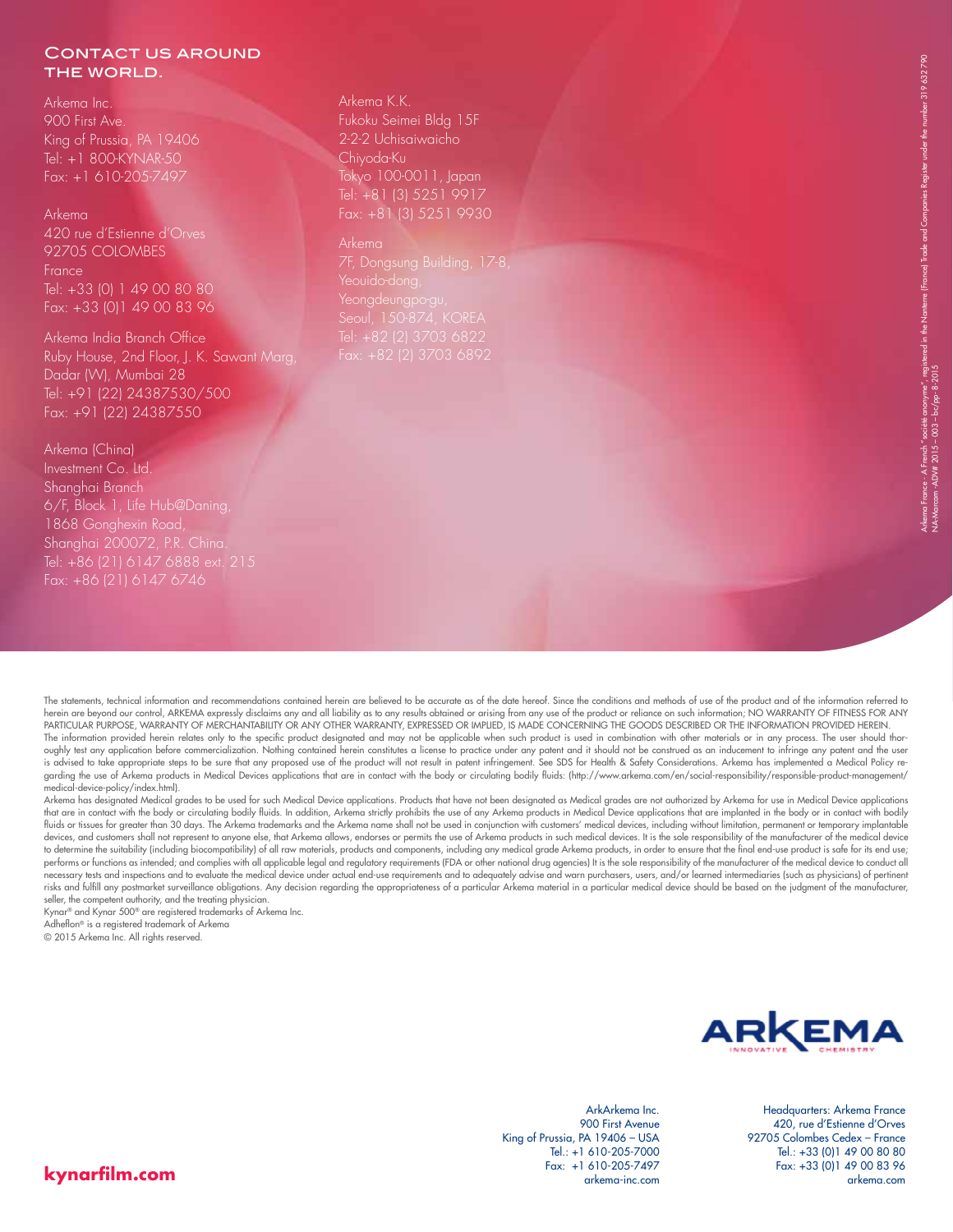## Contact us around the world.

Arkema Inc.
900 First Ave.
King of Prussia, PA 19406
Tel: +1 800-KYNAR-50
Fax: +1 610-205-7497

Arkema
420 rue d'Estienne d'Orves
92705 COLOMBES
France
Tel: +33 (0) 1 49 00 80 80
Fax: +33 (0)1 49 00 83 96

Arkema India Branch Office
Ruby House, 2nd Floor, J. K. Sawant Marg,
Dadar (W), Mumbai 28
Tel: +91 (22) 24387530/500
Fax: +91 (22) 24387550

Arkema (China)
Investment Co. Ltd.
Shanghai Branch
6/F, Block 1, Life Hub@Daning,
1868 Gonghexin Road,
Shanghai 200072, P.R. China.
Tel: +86 (21) 6147 6888 ext. 215
Fax: +86 (21) 6147 6746

Arkema K.K.
Fukoku Seimei Bldg 15F
2-2-2 Uchisaiwaicho
Chiyoda-Ku
Tokyo 100-0011, Japan
Tel: +81 (3) 5251 9917
Fax: +81 (3) 5251 9930

Arkema
7F, Dongsung Building, 17-8,
Yeouido-dong,
Yeongdeungpo-gu,
Seoul, 150-874, KOREA
Tel: +82 (2) 3703 6822
Fax: +82 (2) 3703 6892

Arkema France - A French "société anonyme", registered in the Nanterre (France) Trade and Companies Register under the number 319 632 790
NA-Marcom -ADV# 2015 – 003 – bc/pp- 8-2015

The statements, technical information and recommendations contained herein are believed to be accurate as of the date hereof. Since the conditions and methods of use of the product and of the information referred to herein are beyond our control, ARKEMA expressly disclaims any and all liability as to any results obtained or arising from any use of the product or reliance on such information; NO WARRANTY OF FITNESS FOR ANY PARTICULAR PURPOSE, WARRANTY OF MERCHANTABILITY OR ANY OTHER WARRANTY, EXPRESSED OR IMPLIED, IS MADE CONCERNING THE GOODS DESCRIBED OR THE INFORMATION PROVIDED HEREIN.
The information provided herein relates only to the specific product designated and may not be applicable when such product is used in combination with other materials or in any process. The user should thoroughly test any application before commercialization. Nothing contained herein constitutes a license to practice under any patent and it should not be construed as an inducement to infringe any patent and the user is advised to take appropriate steps to be sure that any proposed use of the product will not result in patent infringement. See SDS for Health & Safety Considerations. Arkema has implemented a Medical Policy regarding the use of Arkema products in Medical Devices applications that are in contact with the body or circulating bodily fluids: (http://www.arkema.com/en/social-responsibility/responsible-product-management/medical-device-policy/index.html).
Arkema has designated Medical grades to be used for such Medical Device applications. Products that have not been designated as Medical grades are not authorized by Arkema for use in Medical Device applications that are in contact with the body or circulating bodily fluids. In addition, Arkema strictly prohibits the use of any Arkema products in Medical Device applications that are implanted in the body or in contact with bodily fluids or tissues for greater than 30 days. The Arkema trademarks and the Arkema name shall not be used in conjunction with customers' medical devices, including without limitation, permanent or temporary implantable devices, and customers shall not represent to anyone else, that Arkema allows, endorses or permits the use of Arkema products in such medical devices. It is the sole responsibility of the manufacturer of the medical device to determine the suitability (including biocompatibility) of all raw materials, products and components, including any medical grade Arkema products, in order to ensure that the final end-use product is safe for its end use; performs or functions as intended; and complies with all applicable legal and regulatory requirements (FDA or other national drug agencies) It is the sole responsibility of the manufacturer of the medical device to conduct all necessary tests and inspections and to evaluate the medical device under actual end-use requirements and to adequately advise and warn purchasers, users, and/or learned intermediaries (such as physicians) of pertinent risks and fulfill any postmarket surveillance obligations. Any decision regarding the appropriateness of a particular Arkema material in a particular medical device should be based on the judgment of the manufacturer, seller, the competent authority, and the treating physician.
Kynar® and Kynar 500® are registered trademarks of Arkema Inc.
Adheflon® is a registered trademark of Arkema
© 2015 Arkema Inc. All rights reserved.

ARKEMA
INNOVATIVE CHEMISTRY

ArkArkema Inc.
900 First Avenue
King of Prussia, PA 19406 – USA
Tel.: +1 610-205-7000
Fax: +1 610-205-7497
arkema-inc.com

Headquarters: Arkema France
420, rue d'Estienne d'Orves
92705 Colombes Cedex – France
Tel.: +33 (0)1 49 00 80 80
Fax: +33 (0)1 49 00 83 96
arkema.com

**kynarfilm.com**